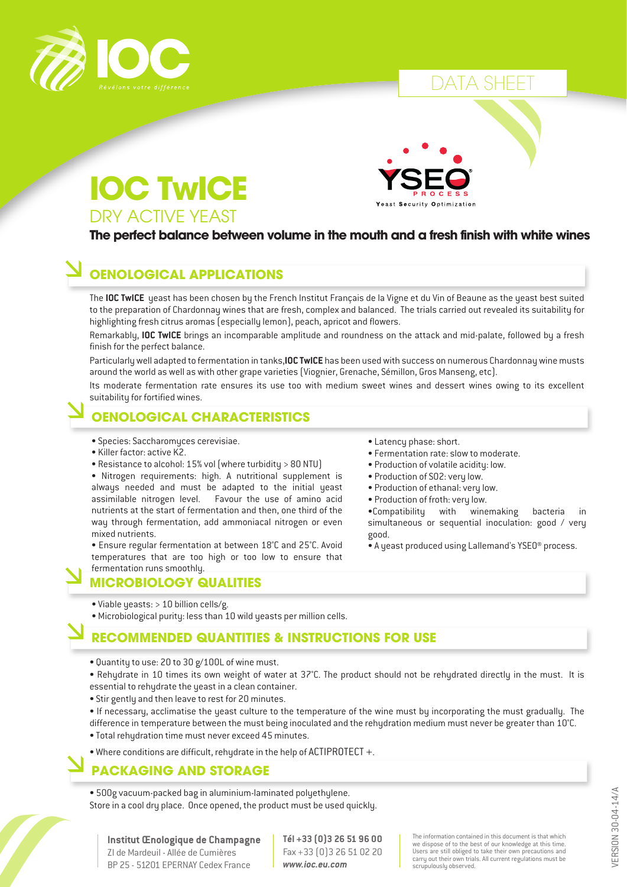DATA SHEET

# IOC TwICE

DRY ACTIVE YEAST

**The perfect balance between volume in the mouth and a fresh finish with white wines**

## OENOLOGICAL APPLICATIONS

The **IOC TwICE** yeast has been chosen by the French Institut Français de la Vigne et du Vin of Beaune as the yeast best suited to the preparation of Chardonnay wines that are fresh, complex and balanced. The trials carried out revealed its suitability for highlighting fresh citrus aromas (especially lemon), peach, apricot and flowers.

Remarkably, **IOC TwICE** brings an incomparable amplitude and roundness on the attack and mid-palate, followed by a fresh finish for the perfect balance.

Particularly well adapted to fermentation in tanks, **IOC TwICE** has been used with success on numerous Chardonnay wine musts around the world as well as with other grape varieties (Viognier, Grenache, Sémillon, Gros Manseng, etc).

Its moderate fermentation rate ensures its use too with medium sweet wines and dessert wines owing to its excellent suitability for fortified wines.

## OENOLOGICAL CHARACTERISTICS

- Species: Saccharomyces cerevisiae.
- Killer factor: active K2.
- Resistance to alcohol: 15% vol (where turbidity > 80 NTU)
- Nitrogen requirements: high. A nutritional supplement is always needed and must be adapted to the initial yeast assimilable nitrogen level. Favour the use of amino acid nutrients at the start of fermentation and then, one third of the way through fermentation, add ammoniacal nitrogen or even mixed nutrients.
- Ensure regular fermentation at between 18°C and 25°C. Avoid temperatures that are too high or too low to ensure that fermentation runs smoothly.
- Latency phase: short.
- Fermentation rate: slow to moderate.
- Production of volatile acidity: low.
- Production of $SO_2$: very low.
- Production of ethanal: very low.
- Production of froth: very low.
- Compatibility with winemaking bacteria in simultaneous or sequential inoculation: good / very good.
- A yeast produced using Lallemand's YSEO® process.

## MICROBIOLOGY QUALITIES

- Viable yeasts: > 10 billion cells/g.
- Microbiological purity: less than 10 wild yeasts per million cells.

## RECOMMENDED QUANTITIES & INSTRUCTIONS FOR USE

- Quantity to use: 20 to 30 g/100L of wine must.
- Rehydrate in 10 times its own weight of water at 37°C. The product should not be rehydrated directly in the must. It is essential to rehydrate the yeast in a clean container.
- Stir gently and then leave to rest for 20 minutes.
- If necessary, acclimatise the yeast culture to the temperature of the wine must by incorporating the must gradually. The difference in temperature between the must being inoculated and the rehydration medium must never be greater than 10°C.
- Total rehydration time must never exceed 45 minutes.
- Where conditions are difficult, rehydrate in the help of ACTIPROTECT +.

## PACKAGING AND STORAGE

- 500g vacuum-packed bag in aluminium-laminated polyethylene.

Store in a cool dry place. Once opened, the product must be used quickly.

**Institut Œnologique de Champagne**
ZI de Mardeuil - Allée de Cumières
BP 25 - 51201 EPERNAY Cedex France

**Tél +33 (0)3 26 51 96 00**
Fax +33 (0)3 26 51 02 20
***www.ioc.eu.com***

The information contained in this document is that which we dispose of to the best of our knowledge at this time. Users are still obliged to take their own precautions and carry out their own trials. All current regulations must be scrupulously observed.

VERSION 30-04-14/A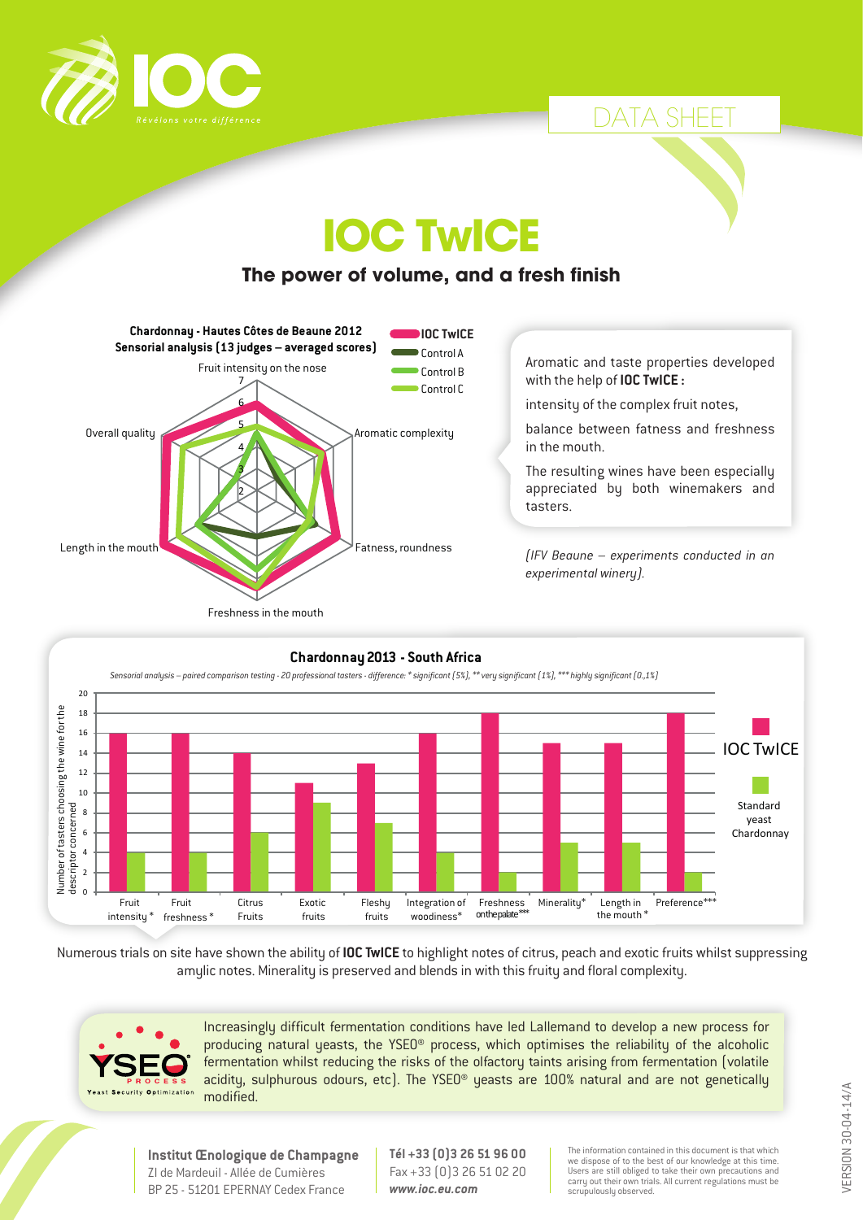DATA SHEET

# IOC TwICE

## The power of volume, and a fresh finish

**Chardonnay - Hautes Côtes de Beaune 2012**
**Sensorial analysis (13 judges – averaged scores)**

IOC TwICE
Control A
Control B
Control C

Fruit intensity on the nose
Aromatic complexity
Fatness, roundness
Freshness in the mouth
Length in the mouth
Overall quality

7
6
5
4
3
2

Aromatic and taste properties developed with the help of **IOC TwICE :**

intensity of the complex fruit notes,

balance between fatness and freshness in the mouth.

The resulting wines have been especially appreciated by both winemakers and tasters.

*(IFV Beaune – experiments conducted in an experimental winery).*

**Chardonnay 2013 - South Africa**

*Sensorial analysis – paired comparison testing - 20 professional tasters - difference: * significant (5%), ** very significant (1%), *** highly significant (0,1%)*

Number of tasters choosing the wine for the descriptor concerned

0
2
4
6
8
10
12
14
16
18
20

Fruit intensity*
Fruit freshness*
Citrus Fruits
Exotic fruits
Fleshy fruits
Integration of woodiness*
Freshness on the palate***
Minerality*
Length in the mouth*
Preference***

IOC TwICE

Standard yeast Chardonnay

Numerous trials on site have shown the ability of **IOC TwICE** to highlight notes of citrus, peach and exotic fruits whilst suppressing amylic notes. Minerality is preserved and blends in with this fruity and floral complexity.

YSEO PROCESS
Yeast Security Optimization

Increasingly difficult fermentation conditions have led Lallemand to develop a new process for producing natural yeasts, the YSEO® process, which optimises the reliability of the alcoholic fermentation whilst reducing the risks of the olfactory taints arising from fermentation (volatile acidity, sulphurous odours, etc). The YSEO® yeasts are 100% natural and are not genetically modified.

**Institut Œnologique de Champagne**
ZI de Mardeuil - Allée de Cumières
BP 25 - 51201 EPERNAY Cedex France

**Tél +33 (0)3 26 51 96 00**
Fax +33 (0)3 26 51 02 20
***www.ioc.eu.com***

The information contained in this document is that which we dispose of to the best of our knowledge at this time. Users are still obliged to take their own precautions and carry out their own trials. All current regulations must be scrupulously observed.

VERSION 30-04-14/A